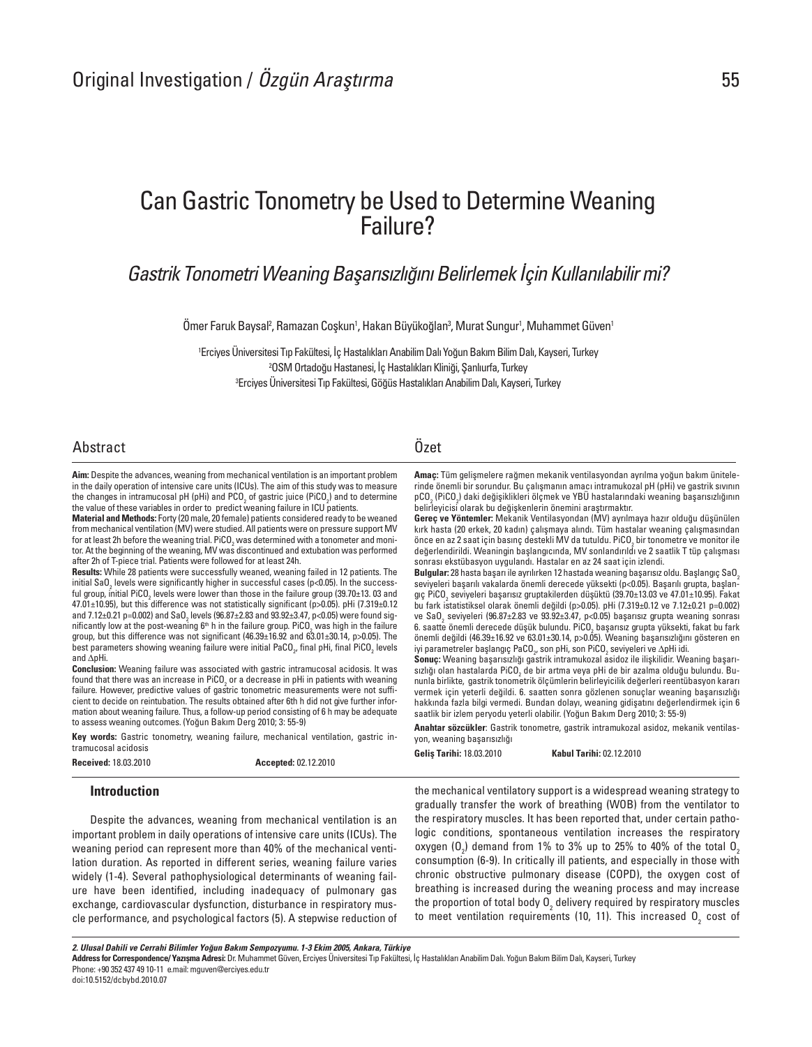Original Investigation / *Özgün Araştırma*

# Can Gastric Tonometry be Used to Determine Weaning Failure?

## *Gastrik Tonometri Weaning Başarısızlığını Belirlemek İçin Kullanılabilir mi?*

Ömer Faruk Baysal[2], Ramazan Coşkun[1], Hakan Büyükoğlan[3], Murat Sungur[1], Muhammet Güven[1]

[1]Erciyes Üniversitesi Tıp Fakültesi, İç Hastalıkları Anabilim Dalı Yoğun Bakım Bilim Dalı, Kayseri, Turkey
[2]OSM Ortadoğu Hastanesi, İç Hastalıkları Kliniği, Şanlıurfa, Turkey
[3]Erciyes Üniversitesi Tıp Fakültesi, Göğüs Hastalıkları Anabilim Dalı, Kayseri, Turkey

## Abstract

**Aim:** Despite the advances, weaning from mechanical ventilation is an important problem in the daily operation of intensive care units (ICUs). The aim of this study was to measure the changes in intramucosal pH (pHi) and $PCO_2$ of gastric juice ($PiCO_2$) and to determine the value of these variables in order to predict weaning failure in ICU patients.

**Material and Methods:** Forty (20 male, 20 female) patients considered ready to be weaned from mechanical ventilation (MV) were studied. All patients were on pressure support MV for at least 2h before the weaning trial. $PiCO_2$ was determined with a tonometer and monitor. At the beginning of the weaning, MV was discontinued and extubation was performed after 2h of T-piece trial. Patients were followed for at least 24h.

**Results:** While 28 patients were successfully weaned, weaning failed in 12 patients. The initial $SaO_2$ levels were significantly higher in successful cases ($p<0.05$). In the successful group, initial $PiCO_2$ levels were lower than those in the failure group (39.70±13. 03 and 47.01±10.95), but this difference was not statistically significant ($p>0.05$). pHi (7.319±0.12 and 7.12±0.21 $p=0.002$) and $SaO_2$ levels (96.87±2.83 and 93.92±3.47, $p<0.05$) were found significantly low at the post-weaning 6th h in the failure group. $PiCO_2$ was high in the failure group, but this difference was not significant (46.39±16.92 and 63.01±30.14, $p>0.05$). The best parameters showing weaning failure were initial $PaCO_2$, final pHi, final $PiCO_2$ levels and ΔpHi.

**Conclusion:** Weaning failure was associated with gastric intramucosal acidosis. It was found that there was an increase in $PiCO_2$ or a decrease in pHi in patients with weaning failure. However, predictive values of gastric tonometric measurements were not sufficient to decide on reintubation. The results obtained after 6th h did not give further information about weaning failure. Thus, a follow-up period consisting of 6 h may be adequate to assess weaning outcomes. (Yoğun Bakım Derg 2010; 3: 55-9)

**Key words:** Gastric tonometry, weaning failure, mechanical ventilation, gastric intramucosal acidosis

**Received:** 18.03.2010 **Accepted:** 02.12.2010

## Özet

**Amaç:** Tüm gelişmelere rağmen mekanik ventilasyondan ayrılma yoğun bakım ünitelerinde önemli bir sorundur. Bu çalışmanın amacı intramukozal pH (pHi) ve gastrik sıvının $pCO_2$ ($PiCO_2$) daki değişiklikleri ölçmek ve YBÜ hastalarındaki weaning başarısızlığının belirleyicisi olarak bu değişkenlerin önemini araştırmaktır.

**Gereç ve Yöntemler:** Mekanik Ventilasyondan (MV) ayrılmaya hazır olduğu düşünülen kırk hasta (20 erkek, 20 kadın) çalışmaya alındı. Tüm hastalar weaning çalışmasından önce en az 2 saat için basınç destekli MV da tutuldu. $PiCO_2$ bir tonometre ve monitor ile değerlendirildi. Weaningin başlangıcında, MV sonlandırıldı ve 2 saatlik T tüp çalışması sonrası ekstübasyon uygulandı. Hastalar en az 24 saat için izlendi.

**Bulgular:** 28 hasta başarı ile ayrılırken 12 hastada weaning başarısız oldu. Başlangıç $SaO_2$ seviyeleri başarılı vakalarda önemli derecede yüksekti ($p<0.05$). Başarılı grupta, başlangıç $PiCO_2$ seviyeleri başarısız gruptakilerden düşüktü (39.70±13.03 ve 47.01±10.95). Fakat bu fark istatistiksel olarak önemli değildi ($p>0.05$). pHi (7.319±0.12 ve 7.12±0.21 $p=0.002$) ve $SaO_2$ seviyeleri (96.87±2.83 ve 93.92±3.47, $p<0.05$) başarısız grupta weaning sonrası 6. saatte önemli derecede düşük bulundu. $PiCO_2$ başarısız grupta yüksekti, fakat bu fark önemli değildi (46.39±16.92 ve 63.01±30.14, $p>0.05$). Weaning başarısızlığını gösteren en iyi parametreler başlangıç $PaCO_2$, son pHi, son $PiCO_2$ seviyeleri ve ΔpHi idi.

**Sonuç:** Weaning başarısızlığı gastrik intramukozal asidoz ile ilişkilidir. Weaning başarısızlığı olan hastalarda $PiCO_2$ de bir artma veya pHi de bir azalma olduğu bulundu. Bununla birlikte, gastrik tonometrik ölçümlerin belirleyicilik değerleri reentübasyon kararı vermek için yeterli değildi. 6. saatten sonra gözlenen sonuçlar weaning başarısızlığı hakkında fazla bilgi vermedi. Bundan dolayı, weaning gidişatını değerlendirmek için 6 saatlik bir izlem peryodu yeterli olabilir. (Yoğun Bakım Derg 2010; 3: 55-9)

**Anahtar sözcükler**: Gastrik tonometre, gastrik intramukozal asidoz, mekanik ventilasyon, weaning başarısızlığı

**Geliş Tarihi:** 18.03.2010 **Kabul Tarihi:** 02.12.2010

### Introduction

Despite the advances, weaning from mechanical ventilation is an important problem in daily operations of intensive care units (ICUs). The weaning period can represent more than 40% of the mechanical ventilation duration. As reported in different series, weaning failure varies widely (1-4). Several pathophysiological determinants of weaning failure have been identified, including inadequacy of pulmonary gas exchange, cardiovascular dysfunction, disturbance in respiratory muscle performance, and psychological factors (5). A stepwise reduction of the mechanical ventilatory support is a widespread weaning strategy to gradually transfer the work of breathing (WOB) from the ventilator to the respiratory muscles. It has been reported that, under certain pathologic conditions, spontaneous ventilation increases the respiratory oxygen ($O_2$) demand from 1% to 3% up to 25% to 40% of the total $O_2$ consumption (6-9). In critically ill patients, and especially in those with chronic obstructive pulmonary disease (COPD), the oxygen cost of breathing is increased during the weaning process and may increase the proportion of total body $O_2$ delivery required by respiratory muscles to meet ventilation requirements (10, 11). This increased $O_2$ cost of

***2. Ulusal Dahili ve Cerrahi Bilimler Yoğun Bakım Sempozyumu. 1-3 Ekim 2005, Ankara, Türkiye***

**Address for Correspondence/ Yazışma Adresi:** Dr. Muhammet Güven, Erciyes Üniversitesi Tıp Fakültesi, İç Hastalıkları Anabilim Dalı. Yoğun Bakım Bilim Dalı, Kayseri, Turkey
Phone: +90 352 437 49 10-11 e.mail: mguven@erciyes.edu.tr
doi:10.5152/dcbybd.2010.07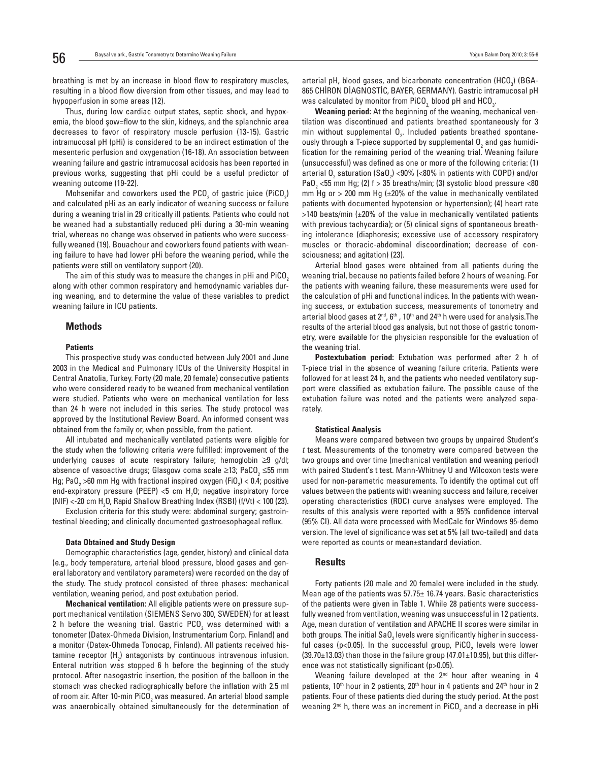breathing is met by an increase in blood flow to respiratory muscles, resulting in a blood flow diversion from other tissues, and may lead to hypoperfusion in some areas (12).

Thus, during low cardiac output states, septic shock, and hypoxemia, the blood şow=flow to the skin, kidneys, and the splanchnic area decreases to favor of respiratory muscle perfusion (13-15). Gastric intramucosal pH (pHi) is considered to be an indirect estimation of the mesenteric perfusion and oxygenation (16-18). An association between weaning failure and gastric intramucosal acidosis has been reported in previous works, suggesting that pHi could be a useful predictor of weaning outcome (19-22).

Mohsenifar and coworkers used the $PCO_2$ of gastric juice ($PiCO_2$) and calculated pHi as an early indicator of weaning success or failure during a weaning trial in 29 critically ill patients. Patients who could not be weaned had a substantially reduced pHi during a 30-min weaning trial, whereas no change was observed in patients who were successfully weaned (19). Bouachour and coworkers found patients with weaning failure to have had lower pHi before the weaning period, while the patients were still on ventilatory support (20).

The aim of this study was to measure the changes in pHi and $PiCO_2$ along with other common respiratory and hemodynamic variables during weaning, and to determine the value of these variables to predict weaning failure in ICU patients.

## Methods

### Patients

This prospective study was conducted between July 2001 and June 2003 in the Medical and Pulmonary ICUs of the University Hospital in Central Anatolia, Turkey. Forty (20 male, 20 female) consecutive patients who were considered ready to be weaned from mechanical ventilation were studied. Patients who were on mechanical ventilation for less than 24 h were not included in this series. The study protocol was approved by the Institutional Review Board. An informed consent was obtained from the family or, when possible, from the patient.

All intubated and mechanically ventilated patients were eligible for the study when the following criteria were fulfilled: improvement of the underlying causes of acute respiratory failure; hemoglobin ≥9 g/dl; absence of vasoactive drugs; Glasgow coma scale ≥13; $PaCO_2$ ≤55 mm Hg; $PaO_2$ >60 mm Hg with fractional inspired oxygen ($FiO_2$) < 0.4; positive end-expiratory pressure (PEEP) <5 cm $H_2O$; negative inspiratory force (NIF) <-20 cm $H_2O$, Rapid Shallow Breathing Index (RSBI) (f/Vt) < 100 (23).

Exclusion criteria for this study were: abdominal surgery; gastrointestinal bleeding; and clinically documented gastroesophageal reflux.

### Data Obtained and Study Design

Demographic characteristics (age, gender, history) and clinical data (e.g., body temperature, arterial blood pressure, blood gases and general laboratory and ventilatory parameters) were recorded on the day of the study. The study protocol consisted of three phases: mechanical ventilation, weaning period, and post extubation period.

**Mechanical ventilation:** All eligible patients were on pressure support mechanical ventilation (SIEMENS Servo 300, SWEDEN) for at least 2 h before the weaning trial. Gastric $PCO_2$ was determined with a tonometer (Datex-Ohmeda Division, Instrumentarium Corp. Finland) and a monitor (Datex-Ohmeda Tonocap, Finland). All patients received histamine receptor ($H_2$) antagonists by continuous intravenous infusion. Enteral nutrition was stopped 6 h before the beginning of the study protocol. After nasogastric insertion, the position of the balloon in the stomach was checked radiographically before the inflation with 2.5 ml of room air. After 10-min $PiCO_2$ was measured. An arterial blood sample was anaerobically obtained simultaneously for the determination of arterial pH, blood gases, and bicarbonate concentration ($HCO_3$) (BGA-865 CHİRON DİAGNOSTİC, BAYER, GERMANY). Gastric intramucosal pH was calculated by monitor from $PiCO_2$ blood pH and $HCO_3$.

**Weaning period:** At the beginning of the weaning, mechanical ventilation was discontinued and patients breathed spontaneously for 3 min without supplemental $O_2$. Included patients breathed spontaneously through a T-piece supported by supplemental $O_2$ and gas humidification for the remaining period of the weaning trial. Weaning failure (unsuccessful) was defined as one or more of the following criteria: (1) arterial $O_2$ saturation ($SaO_2$) <90% (<80% in patients with COPD) and/or $PaO_2$ <55 mm Hg; (2) f > 35 breaths/min; (3) systolic blood pressure <80 mm Hg or > 200 mm Hg (±20% of the value in mechanically ventilated patients with documented hypotension or hypertension); (4) heart rate >140 beats/min (±20% of the value in mechanically ventilated patients with previous tachycardia); or (5) clinical signs of spontaneous breathing intolerance (diaphoresis; excessive use of accessory respiratory muscles or thoracic-abdominal discoordination; decrease of consciousness; and agitation) (23).

Arterial blood gases were obtained from all patients during the weaning trial, because no patients failed before 2 hours of weaning. For the patients with weaning failure, these measurements were used for the calculation of pHi and functional indices. In the patients with weaning success, or extubation success, measurements of tonometry and arterial blood gases at 2nd, 6th, 10th and 24th h were used for analysis.The results of the arterial blood gas analysis, but not those of gastric tonometry, were available for the physician responsible for the evaluation of the weaning trial.

**Postextubation period:** Extubation was performed after 2 h of T-piece trial in the absence of weaning failure criteria. Patients were followed for at least 24 h, and the patients who needed ventilatory support were classified as extubation failure. The possible cause of the extubation failure was noted and the patients were analyzed separately.

### Statistical Analysis

Means were compared between two groups by unpaired Student's *t* test. Measurements of the tonometry were compared between the two groups and over time (mechanical ventilation and weaning period) with paired Student's t test. Mann-Whitney U and Wilcoxon tests were used for non-parametric measurements. To identify the optimal cut off values between the patients with weaning success and failure, receiver operating characteristics (ROC) curve analyses were employed. The results of this analysis were reported with a 95% confidence interval (95% CI). All data were processed with MedCalc for Windows 95-demo version. The level of significance was set at 5% (all two-tailed) and data were reported as counts or mean±standard deviation.

## Results

Forty patients (20 male and 20 female) were included in the study. Mean age of the patients was 57.75± 16.74 years. Basic characteristics of the patients were given in Table 1. While 28 patients were successfully weaned from ventilation, weaning was unsuccessful in 12 patients. Age, mean duration of ventilation and APACHE II scores were similar in both groups. The initial $SaO_2$ levels were significantly higher in successful cases ($p<0.05$). In the successful group, $PiCO_2$ levels were lower (39.70±13.03) than those in the failure group (47.01±10.95), but this difference was not statistically significant ($p>0.05$).

Weaning failure developed at the 2nd hour after weaning in 4 patients, 10th hour in 2 patients, 20th hour in 4 patients and 24th hour in 2 patients. Four of these patients died during the study period. At the post weaning 2nd h, there was an increment in $PiCO_2$ and a decrease in pHi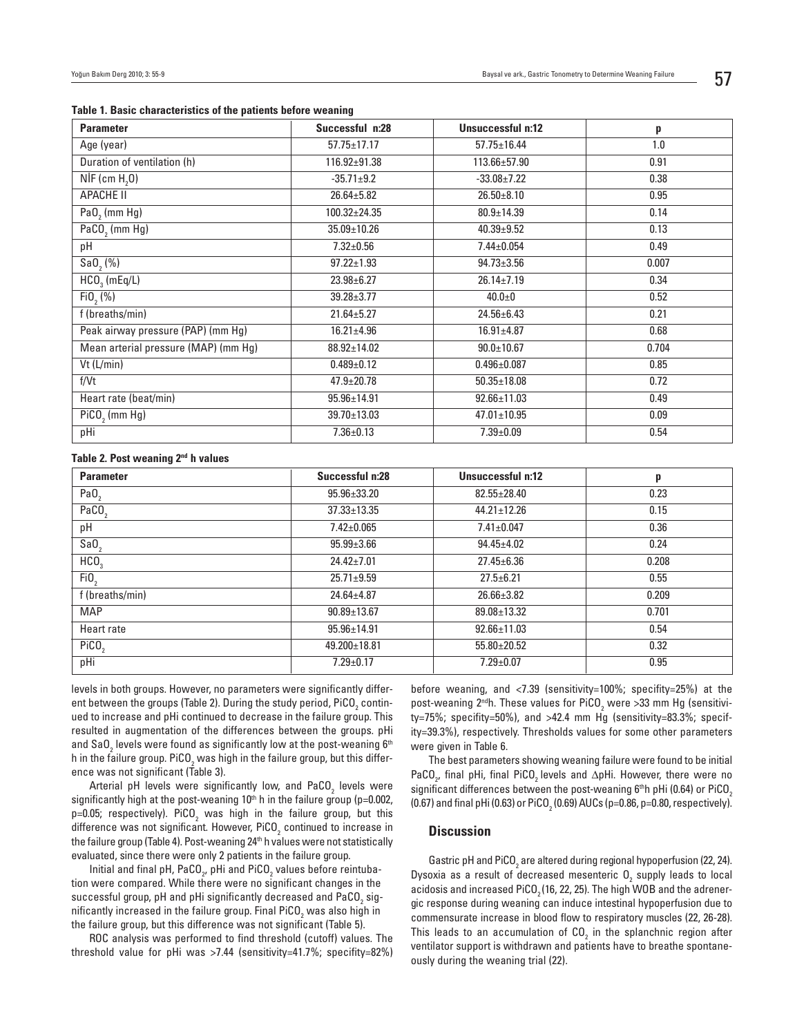**Table 1. Basic characteristics of the patients before weaning**

| Parameter | Successful n:28 | Unsuccessful n:12 | p |
|---|---|---|---|
| Age (year) | 57.75±17.17 | 57.75±16.44 | 1.0 |
| Duration of ventilation (h) | 116.92±91.38 | 113.66±57.90 | 0.91 |
| NİF (cm $H_2O$) | -35.71±9.2 | -33.08±7.22 | 0.38 |
| APACHE II | 26.64±5.82 | 26.50±8.10 | 0.95 |
| $PaO_2$ (mm Hg) | 100.32±24.35 | 80.9±14.39 | 0.14 |
| $PaCO_2$ (mm Hg) | 35.09±10.26 | 40.39±9.52 | 0.13 |
| pH | 7.32±0.56 | 7.44±0.054 | 0.49 |
| $SaO_2$ (%) | 97.22±1.93 | 94.73±3.56 | 0.007 |
| $HCO_3$ (mEq/L) | 23.98±6.27 | 26.14±7.19 | 0.34 |
| $FiO_2$ (%) | 39.28±3.77 | 40.0±0 | 0.52 |
| f (breaths/min) | 21.64±5.27 | 24.56±6.43 | 0.21 |
| Peak airway pressure (PAP) (mm Hg) | 16.21±4.96 | 16.91±4.87 | 0.68 |
| Mean arterial pressure (MAP) (mm Hg) | 88.92±14.02 | 90.0±10.67 | 0.704 |
| Vt (L/min) | 0.489±0.12 | 0.496±0.087 | 0.85 |
| f/Vt | 47.9±20.78 | 50.35±18.08 | 0.72 |
| Heart rate (beat/min) | 95.96±14.91 | 92.66±11.03 | 0.49 |
| $PiCO_2$ (mm Hg) | 39.70±13.03 | 47.01±10.95 | 0.09 |
| pHi | 7.36±0.13 | 7.39±0.09 | 0.54 |

**Table 2. Post weaning 2nd h values**

| Parameter | Successful n:28 | Unsuccessful n:12 | p |
|---|---|---|---|
| $PaO_2$ | 95.96±33.20 | 82.55±28.40 | 0.23 |
| $PaCO_2$ | 37.33±13.35 | 44.21±12.26 | 0.15 |
| pH | 7.42±0.065 | 7.41±0.047 | 0.36 |
| $SaO_2$ | 95.99±3.66 | 94.45±4.02 | 0.24 |
| $HCO_3$ | 24.42±7.01 | 27.45±6.36 | 0.208 |
| $FiO_2$ | 25.71±9.59 | 27.5±6.21 | 0.55 |
| f (breaths/min) | 24.64±4.87 | 26.66±3.82 | 0.209 |
| MAP | 90.89±13.67 | 89.08±13.32 | 0.701 |
| Heart rate | 95.96±14.91 | 92.66±11.03 | 0.54 |
| $PiCO_2$ | 49.200±18.81 | 55.80±20.52 | 0.32 |
| pHi | 7.29±0.17 | 7.29±0.07 | 0.95 |

levels in both groups. However, no parameters were significantly different between the groups (Table 2). During the study period, $PiCO_2$ continued to increase and pHi continued to decrease in the failure group. This resulted in augmentation of the differences between the groups. pHi and $SaO_2$ levels were found as significantly low at the post-weaning 6th h in the failure group. $PiCO_2$ was high in the failure group, but this difference was not significant (Table 3).

Arterial pH levels were significantly low, and $PaCO_2$ levels were significantly high at the post-weaning 10th h in the failure group ($p=0.002$, $p=0.05$; respectively). $PiCO_2$ was high in the failure group, but this difference was not significant. However, $PiCO_2$ continued to increase in the failure group (Table 4). Post-weaning 24th h values were not statistically evaluated, since there were only 2 patients in the failure group.

Initial and final pH, $PaCO_2$, pHi and $PiCO_2$ values before reintubation were compared. While there were no significant changes in the successful group, pH and pHi significantly decreased and $PaCO_2$ significantly increased in the failure group. Final $PiCO_2$ was also high in the failure group, but this difference was not significant (Table 5).

ROC analysis was performed to find threshold (cutoff) values. The threshold value for pHi was >7.44 (sensitivity=41.7%; specifity=82%) before weaning, and <7.39 (sensitivity=100%; specifity=25%) at the post-weaning 2ndh. These values for $PiCO_2$ were >33 mm Hg (sensitivity=75%; specifity=50%), and >42.4 mm Hg (sensitivity=83.3%; specifity=39.3%), respectively. Thresholds values for some other parameters were given in Table 6.

The best parameters showing weaning failure were found to be initial $PaCO_2$, final pHi, final $PiCO_2$ levels and ΔpHi. However, there were no significant differences between the post-weaning 6thh pHi (0.64) or $PiCO_2$ (0.67) and final pHi (0.63) or $PiCO_2$ (0.69) AUCs ($p=0.86$, $p=0.80$, respectively).

## Discussion

Gastric pH and $PiCO_2$ are altered during regional hypoperfusion (22, 24). Dysoxia as a result of decreased mesenteric $O_2$ supply leads to local acidosis and increased $PiCO_2$ (16, 22, 25). The high WOB and the adrenergic response during weaning can induce intestinal hypoperfusion due to commensurate increase in blood flow to respiratory muscles (22, 26-28). This leads to an accumulation of $CO_2$ in the splanchnic region after ventilator support is withdrawn and patients have to breathe spontaneously during the weaning trial (22).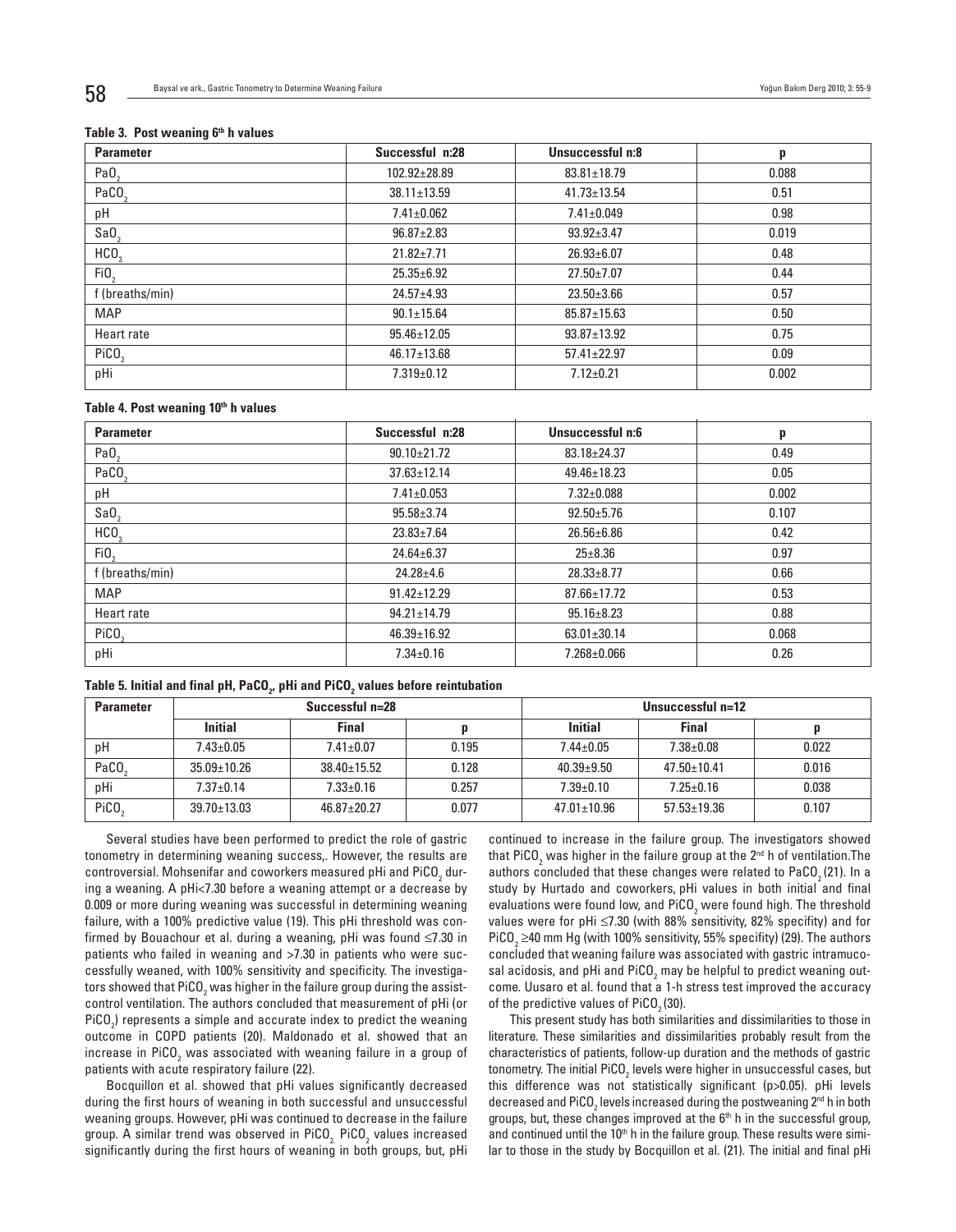**Table 3. Post weaning 6th h values**

| Parameter | Successful n:28 | Unsuccessful n:8 | p |
|---|---|---|---|
| $PaO_2$ | 102.92±28.89 | 83.81±18.79 | 0.088 |
| $PaCO_2$ | 38.11±13.59 | 41.73±13.54 | 0.51 |
| pH | 7.41±0.062 | 7.41±0.049 | 0.98 |
| $SaO_2$ | 96.87±2.83 | 93.92±3.47 | 0.019 |
| $HCO_3$ | 21.82±7.71 | 26.93±6.07 | 0.48 |
| $FiO_2$ | 25.35±6.92 | 27.50±7.07 | 0.44 |
| f (breaths/min) | 24.57±4.93 | 23.50±3.66 | 0.57 |
| MAP | 90.1±15.64 | 85.87±15.63 | 0.50 |
| Heart rate | 95.46±12.05 | 93.87±13.92 | 0.75 |
| $PiCO_2$ | 46.17±13.68 | 57.41±22.97 | 0.09 |
| pHi | 7.319±0.12 | 7.12±0.21 | 0.002 |

**Table 4. Post weaning 10th h values**

| Parameter | Successful n:28 | Unsuccessful n:6 | p |
|---|---|---|---|
| $PaO_2$ | 90.10±21.72 | 83.18±24.37 | 0.49 |
| $PaCO_2$ | 37.63±12.14 | 49.46±18.23 | 0.05 |
| pH | 7.41±0.053 | 7.32±0.088 | 0.002 |
| $SaO_2$ | 95.58±3.74 | 92.50±5.76 | 0.107 |
| $HCO_3$ | 23.83±7.64 | 26.56±6.86 | 0.42 |
| $FiO_2$ | 24.64±6.37 | 25±8.36 | 0.97 |
| f (breaths/min) | 24.28±4.6 | 28.33±8.77 | 0.66 |
| MAP | 91.42±12.29 | 87.66±17.72 | 0.53 |
| Heart rate | 94.21±14.79 | 95.16±8.23 | 0.88 |
| $PiCO_2$ | 46.39±16.92 | 63.01±30.14 | 0.068 |
| pHi | 7.34±0.16 | 7.268±0.066 | 0.26 |

**Table 5. Initial and final pH, $PaCO_2$, pHi and $PiCO_2$ values before reintubation**

| Parameter | Successful n=28 | | | Unsuccessful n=12 | | |
|---|---|---|---|---|---|---|
| | Initial | Final | p | Initial | Final | p |
| pH | 7.43±0.05 | 7.41±0.07 | 0.195 | 7.44±0.05 | 7.38±0.08 | 0.022 |
| $PaCO_2$ | 35.09±10.26 | 38.40±15.52 | 0.128 | 40.39±9.50 | 47.50±10.41 | 0.016 |
| pHi | 7.37±0.14 | 7.33±0.16 | 0.257 | 7.39±0.10 | 7.25±0.16 | 0.038 |
| $PiCO_2$ | 39.70±13.03 | 46.87±20.27 | 0.077 | 47.01±10.96 | 57.53±19.36 | 0.107 |

Several studies have been performed to predict the role of gastric tonometry in determining weaning success,. However, the results are controversial. Mohsenifar and coworkers measured pHi and $PiCO_2$ during a weaning. A pHi<7.30 before a weaning attempt or a decrease by 0.009 or more during weaning was successful in determining weaning failure, with a 100% predictive value (19). This pHi threshold was confirmed by Bouachour et al. during a weaning, pHi was found ≤7.30 in patients who failed in weaning and >7.30 in patients who were successfully weaned, with 100% sensitivity and specificity. The investigators showed that $PiCO_2$ was higher in the failure group during the assist-control ventilation. The authors concluded that measurement of pHi (or $PiCO_2$) represents a simple and accurate index to predict the weaning outcome in COPD patients (20). Maldonado et al. showed that an increase in $PiCO_2$ was associated with weaning failure in a group of patients with acute respiratory failure (22).

Bocquillon et al. showed that pHi values significantly decreased during the first hours of weaning in both successful and unsuccessful weaning groups. However, pHi was continued to decrease in the failure group. A similar trend was observed in $PiCO_2$. $PiCO_2$ values increased significantly during the first hours of weaning in both groups, but, pHi continued to increase in the failure group. The investigators showed that $PiCO_2$ was higher in the failure group at the 2nd h of ventilation.The authors concluded that these changes were related to $PaCO_2$ (21). In a study by Hurtado and coworkers, pHi values in both initial and final evaluations were found low, and $PiCO_2$ were found high. The threshold values were for pHi ≤7.30 (with 88% sensitivity, 82% specifity) and for $PiCO_2$ ≥40 mm Hg (with 100% sensitivity, 55% specifity) (29). The authors concluded that weaning failure was associated with gastric intramucosal acidosis, and pHi and $PiCO_2$ may be helpful to predict weaning outcome. Uusaro et al. found that a 1-h stress test improved the accuracy of the predictive values of $PiCO_2$ (30).

This present study has both similarities and dissimilarities to those in literature. These similarities and dissimilarities probably result from the characteristics of patients, follow-up duration and the methods of gastric tonometry. The initial $PiCO_2$ levels were higher in unsuccessful cases, but this difference was not statistically significant (p>0.05). pHi levels decreased and $PiCO_2$ levels increased during the postweaning 2nd h in both groups, but, these changes improved at the 6th h in the successful group, and continued until the 10th h in the failure group. These results were similar to those in the study by Bocquillon et al. (21). The initial and final pHi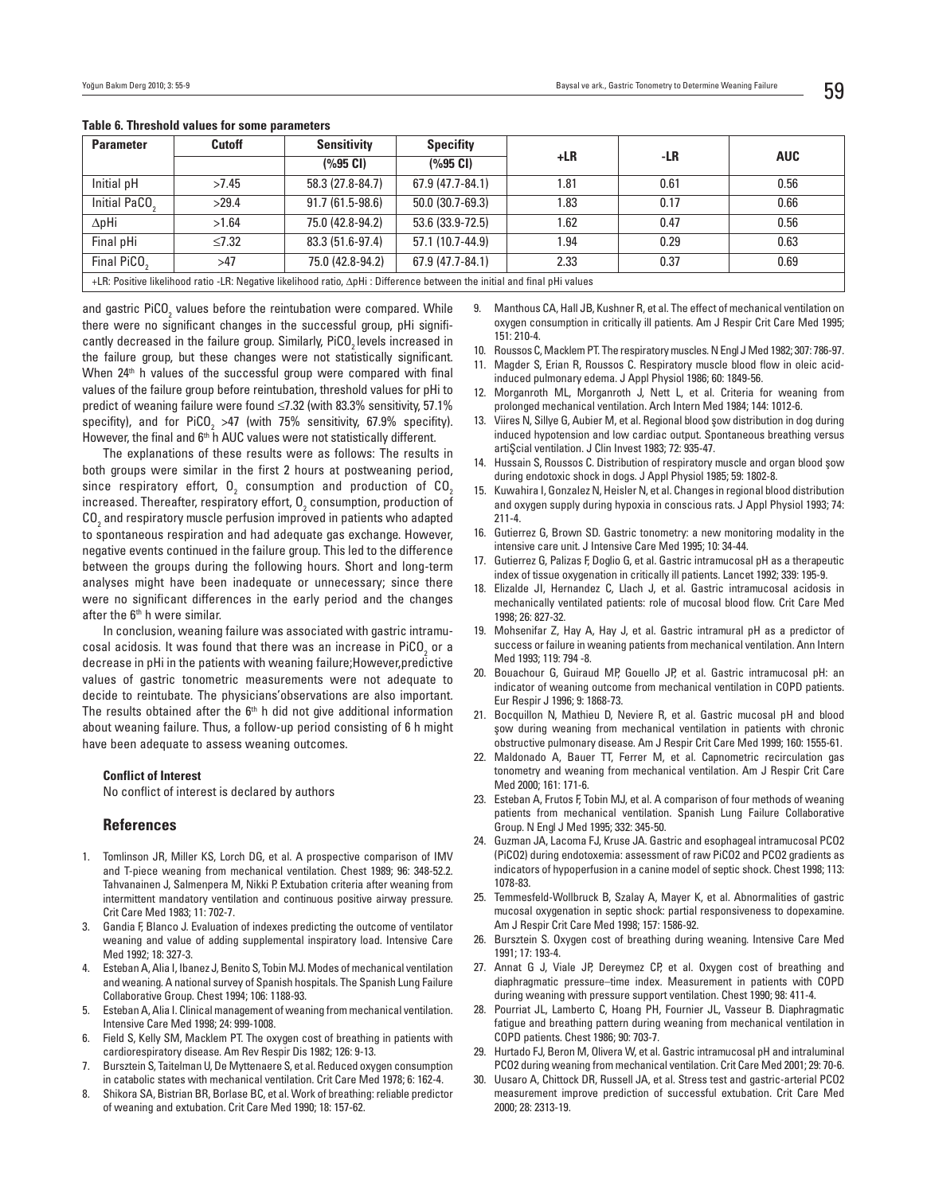**Table 6. Threshold values for some parameters**

| Parameter | Cutoff | Sensitivity (%95 CI) | Specifity (%95 CI) | +LR | -LR | AUC |
|---|---|---|---|---|---|---|
| Initial pH | >7.45 | 58.3 (27.8-84.7) | 67.9 (47.7-84.1) | 1.81 | 0.61 | 0.56 |
| Initial $PaCO_2$ | >29.4 | 91.7 (61.5-98.6) | 50.0 (30.7-69.3) | 1.83 | 0.17 | 0.66 |
| ∆pHi | >1.64 | 75.0 (42.8-94.2) | 53.6 (33.9-72.5) | 1.62 | 0.47 | 0.56 |
| Final pHi | ≤7.32 | 83.3 (51.6-97.4) | 57.1 (10.7-44.9) | 1.94 | 0.29 | 0.63 |
| Final $PiCO_2$ | >47 | 75.0 (42.8-94.2) | 67.9 (47.7-84.1) | 2.33 | 0.37 | 0.69 |

+LR: Positive likelihood ratio -LR: Negative likelihood ratio, ∆pHi : Difference between the initial and final pHi values

and gastric $PiCO_2$ values before the reintubation were compared. While there were no significant changes in the successful group, pHi significantly decreased in the failure group. Similarly, $PiCO_2$ levels increased in the failure group, but these changes were not statistically significant. When 24[th] h values of the successful group were compared with final values of the failure group before reintubation, threshold values for pHi to predict of weaning failure were found ≤7.32 (with 83.3% sensitivity, 57.1% specifity), and for $PiCO_2$ >47 (with 75% sensitivity, 67.9% specifity). However, the final and 6[th] h AUC values were not statistically different.

The explanations of these results were as follows: The results in both groups were similar in the first 2 hours at postweaning period, since respiratory effort, $O_2$ consumption and production of $CO_2$ increased. Thereafter, respiratory effort, $O_2$ consumption, production of $CO_2$ and respiratory muscle perfusion improved in patients who adapted to spontaneous respiration and had adequate gas exchange. However, negative events continued in the failure group. This led to the difference between the groups during the following hours. Short and long-term analyses might have been inadequate or unnecessary; since there were no significant differences in the early period and the changes after the 6[th] h were similar.

In conclusion, weaning failure was associated with gastric intramucosal acidosis. It was found that there was an increase in $PiCO_2$ or a decrease in pHi in the patients with weaning failure;However,predictive values of gastric tonometric measurements were not adequate to decide to reintubate. The physicians'observations are also important. The results obtained after the 6[th] h did not give additional information about weaning failure. Thus, a follow-up period consisting of 6 h might have been adequate to assess weaning outcomes.

**Conflict of Interest**

No conflict of interest is declared by authors

## References

1. Tomlinson JR, Miller KS, Lorch DG, et al. A prospective comparison of IMV and T-piece weaning from mechanical ventilation. Chest 1989; 96: 348-52.2. Tahvanainen J, Salmenpera M, Nikki P. Extubation criteria after weaning from intermittent mandatory ventilation and continuous positive airway pressure. Crit Care Med 1983; 11: 702-7.
3. Gandia F, Blanco J. Evaluation of indexes predicting the outcome of ventilator weaning and value of adding supplemental inspiratory load. Intensive Care Med 1992; 18: 327-3.
4. Esteban A, Alia I, Ibanez J, Benito S, Tobin MJ. Modes of mechanical ventilation and weaning. A national survey of Spanish hospitals. The Spanish Lung Failure Collaborative Group. Chest 1994; 106: 1188-93.
5. Esteban A, Alia I. Clinical management of weaning from mechanical ventilation. Intensive Care Med 1998; 24: 999-1008.
6. Field S, Kelly SM, Macklem PT. The oxygen cost of breathing in patients with cardiorespiratory disease. Am Rev Respir Dis 1982; 126: 9-13.
7. Bursztein S, Taitelman U, De Myttenaere S, et al. Reduced oxygen consumption in catabolic states with mechanical ventilation. Crit Care Med 1978; 6: 162-4.
8. Shikora SA, Bistrian BR, Borlase BC, et al. Work of breathing: reliable predictor of weaning and extubation. Crit Care Med 1990; 18: 157-62.
9. Manthous CA, Hall JB, Kushner R, et al. The effect of mechanical ventilation on oxygen consumption in critically ill patients. Am J Respir Crit Care Med 1995; 151: 210-4.
10. Roussos C, Macklem PT. The respiratory muscles. N Engl J Med 1982; 307: 786-97.
11. Magder S, Erian R, Roussos C. Respiratory muscle blood flow in oleic acid-induced pulmonary edema. J Appl Physiol 1986; 60: 1849-56.
12. Morganroth ML, Morganroth J, Nett L, et al. Criteria for weaning from prolonged mechanical ventilation. Arch Intern Med 1984; 144: 1012-6.
13. Viires N, Sillye G, Aubier M, et al. Regional blood şow distribution in dog during induced hypotension and low cardiac output. Spontaneous breathing versus artiŞcial ventilation. J Clin Invest 1983; 72: 935-47.
14. Hussain S, Roussos C. Distribution of respiratory muscle and organ blood şow during endotoxic shock in dogs. J Appl Physiol 1985; 59: 1802-8.
15. Kuwahira I, Gonzalez N, Heisler N, et al. Changes in regional blood distribution and oxygen supply during hypoxia in conscious rats. J Appl Physiol 1993; 74: 211-4.
16. Gutierrez G, Brown SD. Gastric tonometry: a new monitoring modality in the intensive care unit. J Intensive Care Med 1995; 10: 34-44.
17. Gutierrez G, Palizas F, Doglio G, et al. Gastric intramucosal pH as a therapeutic index of tissue oxygenation in critically ill patients. Lancet 1992; 339: 195-9.
18. Elizalde JI, Hernandez C, Llach J, et al. Gastric intramucosal acidosis in mechanically ventilated patients: role of mucosal blood flow. Crit Care Med 1998; 26: 827-32.
19. Mohsenifar Z, Hay A, Hay J, et al. Gastric intramural pH as a predictor of success or failure in weaning patients from mechanical ventilation. Ann Intern Med 1993; 119: 794 -8.
20. Bouachour G, Guiraud MP, Gouello JP, et al. Gastric intramucosal pH: an indicator of weaning outcome from mechanical ventilation in COPD patients. Eur Respir J 1996; 9: 1868-73.
21. Bocquillon N, Mathieu D, Neviere R, et al. Gastric mucosal pH and blood şow during weaning from mechanical ventilation in patients with chronic obstructive pulmonary disease. Am J Respir Crit Care Med 1999; 160: 1555-61.
22. Maldonado A, Bauer TT, Ferrer M, et al. Capnometric recirculation gas tonometry and weaning from mechanical ventilation. Am J Respir Crit Care Med 2000; 161: 171-6.
23. Esteban A, Frutos F, Tobin MJ, et al. A comparison of four methods of weaning patients from mechanical ventilation. Spanish Lung Failure Collaborative Group. N Engl J Med 1995; 332: 345-50.
24. Guzman JA, Lacoma FJ, Kruse JA. Gastric and esophageal intramucosal PCO2 (PiCO2) during endotoxemia: assessment of raw PiCO2 and PCO2 gradients as indicators of hypoperfusion in a canine model of septic shock. Chest 1998; 113: 1078-83.
25. Temmesfeld-Wollbruck B, Szalay A, Mayer K, et al. Abnormalities of gastric mucosal oxygenation in septic shock: partial responsiveness to dopexamine. Am J Respir Crit Care Med 1998; 157: 1586-92.
26. Bursztein S. Oxygen cost of breathing during weaning. Intensive Care Med 1991; 17: 193-4.
27. Annat G J, Viale JP, Dereymez CP, et al. Oxygen cost of breathing and diaphragmatic pressure–time index. Measurement in patients with COPD during weaning with pressure support ventilation. Chest 1990; 98: 411-4.
28. Pourriat JL, Lamberto C, Hoang PH, Fournier JL, Vasseur B. Diaphragmatic fatigue and breathing pattern during weaning from mechanical ventilation in COPD patients. Chest 1986; 90: 703-7.
29. Hurtado FJ, Beron M, Olivera W, et al. Gastric intramucosal pH and intraluminal PCO2 during weaning from mechanical ventilation. Crit Care Med 2001; 29: 70-6.
30. Uusaro A, Chittock DR, Russell JA, et al. Stress test and gastric-arterial PCO2 measurement improve prediction of successful extubation. Crit Care Med 2000; 28: 2313-19.